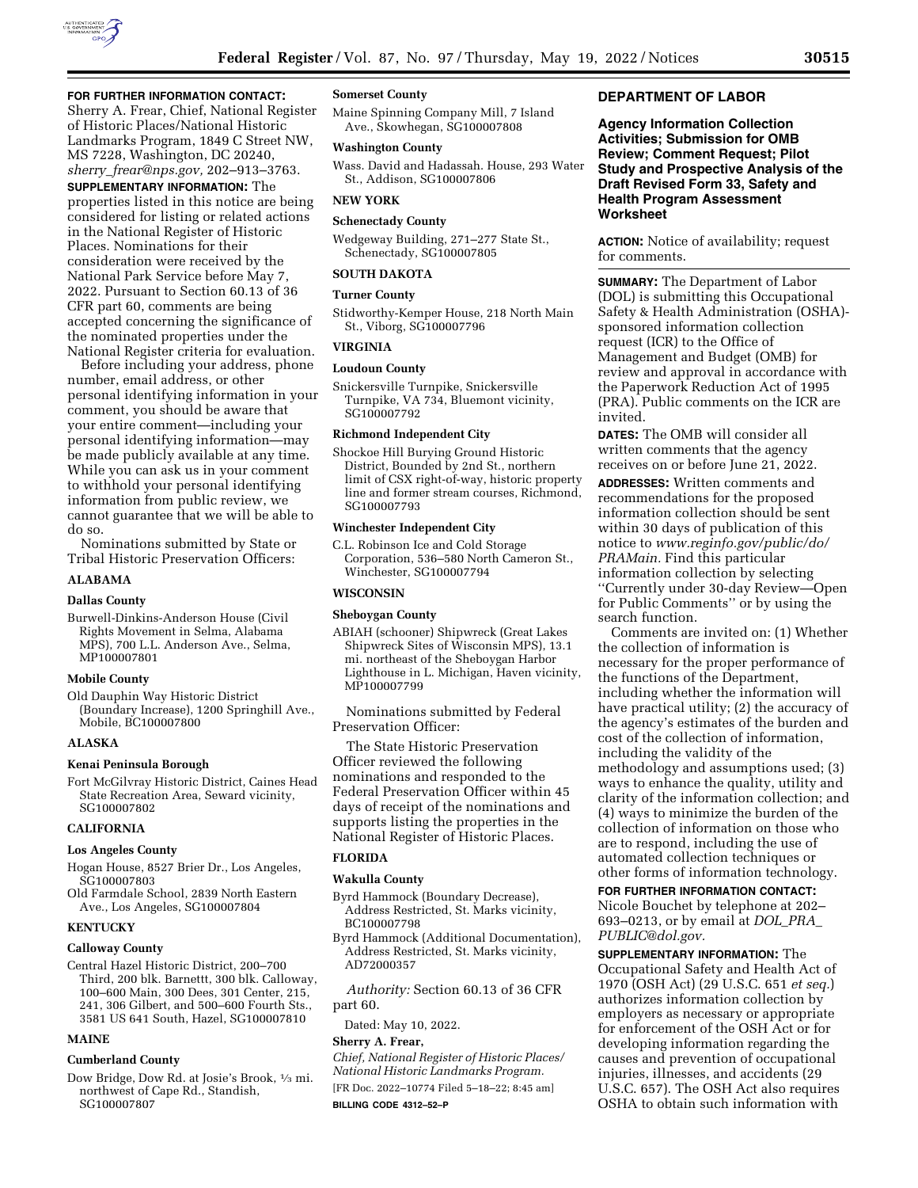**FOR FURTHER INFORMATION CONTACT:** Sherry A. Frear, Chief, National Register of Historic Places/National Historic Landmarks Program, 1849 C Street NW, MS 7228, Washington, DC 20240, *sherry_frear@nps.gov,* 202–913–3763.

**SUPPLEMENTARY INFORMATION:** The properties listed in this notice are being considered for listing or related actions in the National Register of Historic Places. Nominations for their consideration were received by the National Park Service before May 7, 2022. Pursuant to Section 60.13 of 36 CFR part 60, comments are being accepted concerning the significance of the nominated properties under the National Register criteria for evaluation.

Before including your address, phone number, email address, or other personal identifying information in your comment, you should be aware that your entire comment—including your personal identifying information—may be made publicly available at any time. While you can ask us in your comment to withhold your personal identifying information from public review, we cannot guarantee that we will be able to do so.

Nominations submitted by State or Tribal Historic Preservation Officers:

**ALABAMA**

**Dallas County**

Burwell-Dinkins-Anderson House (Civil Rights Movement in Selma, Alabama MPS), 700 L.L. Anderson Ave., Selma, MP100007801

**Mobile County**

Old Dauphin Way Historic District (Boundary Increase), 1200 Springhill Ave., Mobile, BC100007800

**ALASKA**

**Kenai Peninsula Borough**

Fort McGilvray Historic District, Caines Head State Recreation Area, Seward vicinity, SG100007802

**CALIFORNIA**

**Los Angeles County**

Hogan House, 8527 Brier Dr., Los Angeles, SG100007803

Old Farmdale School, 2839 North Eastern Ave., Los Angeles, SG100007804

**KENTUCKY**

**Calloway County**

Central Hazel Historic District, 200–700 Third, 200 blk. Barnettt, 300 blk. Calloway, 100–600 Main, 300 Dees, 301 Center, 215, 241, 306 Gilbert, and 500–600 Fourth Sts., 3581 US 641 South, Hazel, SG100007810

**MAINE**

**Cumberland County**

Dow Bridge, Dow Rd. at Josie's Brook, 1/3 mi. northwest of Cape Rd., Standish, SG100007807

**Somerset County**

Maine Spinning Company Mill, 7 Island Ave., Skowhegan, SG100007808

**Washington County**

Wass. David and Hadassah. House, 293 Water St., Addison, SG100007806

**NEW YORK**

**Schenectady County**

Wedgeway Building, 271–277 State St., Schenectady, SG100007805

**SOUTH DAKOTA**

**Turner County**

Stidworthy-Kemper House, 218 North Main St., Viborg, SG100007796

**VIRGINIA**

**Loudoun County**

Snickersville Turnpike, Snickersville Turnpike, VA 734, Bluemont vicinity, SG100007792

**Richmond Independent City**

Shockoe Hill Burying Ground Historic District, Bounded by 2nd St., northern limit of CSX right-of-way, historic property line and former stream courses, Richmond, SG100007793

**Winchester Independent City**

C.L. Robinson Ice and Cold Storage Corporation, 536–580 North Cameron St., Winchester, SG100007794

**WISCONSIN**

**Sheboygan County**

ABIAH (schooner) Shipwreck (Great Lakes Shipwreck Sites of Wisconsin MPS), 13.1 mi. northeast of the Sheboygan Harbor Lighthouse in L. Michigan, Haven vicinity, MP100007799

Nominations submitted by Federal Preservation Officer:

The State Historic Preservation Officer reviewed the following nominations and responded to the Federal Preservation Officer within 45 days of receipt of the nominations and supports listing the properties in the National Register of Historic Places.

**FLORIDA**

**Wakulla County**

Byrd Hammock (Boundary Decrease), Address Restricted, St. Marks vicinity, BC100007798

Byrd Hammock (Additional Documentation), Address Restricted, St. Marks vicinity, AD72000357

*Authority:* Section 60.13 of 36 CFR part 60.

Dated: May 10, 2022.

**Sherry A. Frear,**

*Chief, National Register of Historic Places/National Historic Landmarks Program.*

[FR Doc. 2022–10774 Filed 5–18–22; 8:45 am]

**BILLING CODE 4312–52–P**

## DEPARTMENT OF LABOR

### Agency Information Collection Activities; Submission for OMB Review; Comment Request; Pilot Study and Prospective Analysis of the Draft Revised Form 33, Safety and Health Program Assessment Worksheet

**ACTION:** Notice of availability; request for comments.

**SUMMARY:** The Department of Labor (DOL) is submitting this Occupational Safety & Health Administration (OSHA)-sponsored information collection request (ICR) to the Office of Management and Budget (OMB) for review and approval in accordance with the Paperwork Reduction Act of 1995 (PRA). Public comments on the ICR are invited.

**DATES:** The OMB will consider all written comments that the agency receives on or before June 21, 2022.

**ADDRESSES:** Written comments and recommendations for the proposed information collection should be sent within 30 days of publication of this notice to *www.reginfo.gov/public/do/PRAMain.* Find this particular information collection by selecting "Currently under 30-day Review—Open for Public Comments" or by using the search function.

Comments are invited on: (1) Whether the collection of information is necessary for the proper performance of the functions of the Department, including whether the information will have practical utility; (2) the accuracy of the agency's estimates of the burden and cost of the collection of information, including the validity of the methodology and assumptions used; (3) ways to enhance the quality, utility and clarity of the information collection; and (4) ways to minimize the burden of the collection of information on those who are to respond, including the use of automated collection techniques or other forms of information technology.

**FOR FURTHER INFORMATION CONTACT:** Nicole Bouchet by telephone at 202–693–0213, or by email at *DOL_PRA_PUBLIC@dol.gov.*

**SUPPLEMENTARY INFORMATION:** The Occupational Safety and Health Act of 1970 (OSH Act) (29 U.S.C. 651 *et seq.*) authorizes information collection by employers as necessary or appropriate for enforcement of the OSH Act or for developing information regarding the causes and prevention of occupational injuries, illnesses, and accidents (29 U.S.C. 657). The OSH Act also requires OSHA to obtain such information with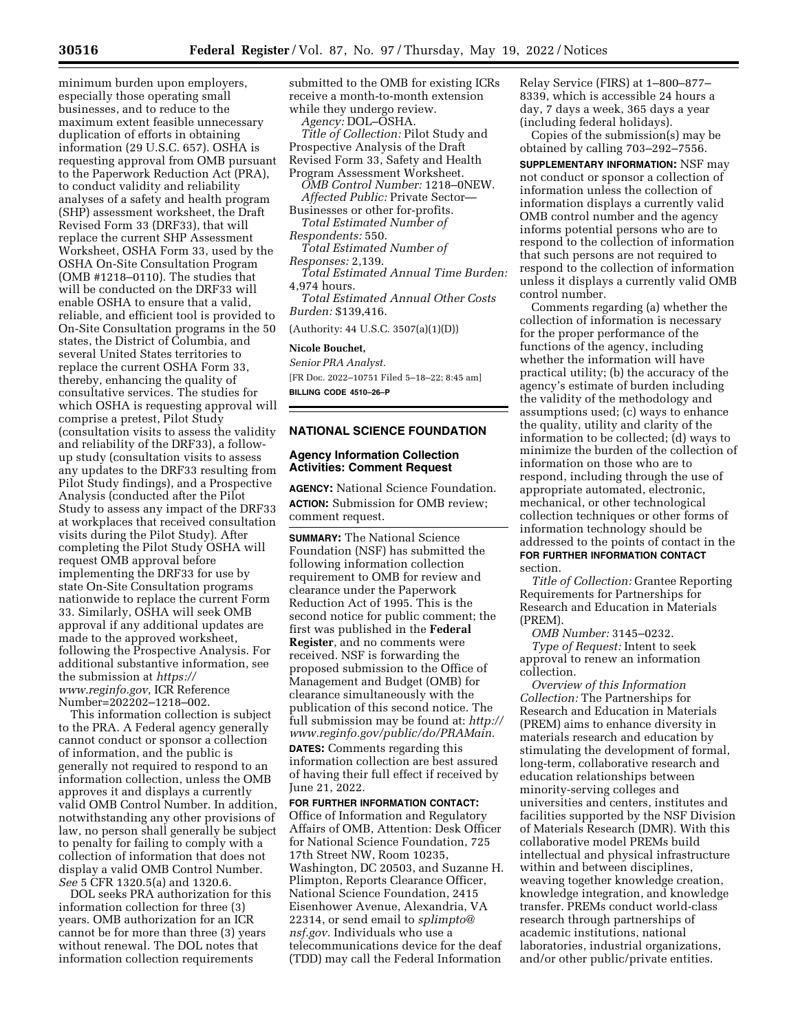minimum burden upon employers, especially those operating small businesses, and to reduce to the maximum extent feasible unnecessary duplication of efforts in obtaining information (29 U.S.C. 657). OSHA is requesting approval from OMB pursuant to the Paperwork Reduction Act (PRA), to conduct validity and reliability analyses of a safety and health program (SHP) assessment worksheet, the Draft Revised Form 33 (DRF33), that will replace the current SHP Assessment Worksheet, OSHA Form 33, used by the OSHA On-Site Consultation Program (OMB #1218–0110). The studies that will be conducted on the DRF33 will enable OSHA to ensure that a valid, reliable, and efficient tool is provided to On-Site Consultation programs in the 50 states, the District of Columbia, and several United States territories to replace the current OSHA Form 33, thereby, enhancing the quality of consultative services. The studies for which OSHA is requesting approval will comprise a pretest, Pilot Study (consultation visits to assess the validity and reliability of the DRF33), a follow-up study (consultation visits to assess any updates to the DRF33 resulting from Pilot Study findings), and a Prospective Analysis (conducted after the Pilot Study to assess any impact of the DRF33 at workplaces that received consultation visits during the Pilot Study). After completing the Pilot Study OSHA will request OMB approval before implementing the DRF33 for use by state On-Site Consultation programs nationwide to replace the current Form 33. Similarly, OSHA will seek OMB approval if any additional updates are made to the approved worksheet, following the Prospective Analysis. For additional substantive information, see the submission at *https://www.reginfo.gov,* ICR Reference Number=202202–1218–002.

This information collection is subject to the PRA. A Federal agency generally cannot conduct or sponsor a collection of information, and the public is generally not required to respond to an information collection, unless the OMB approves it and displays a currently valid OMB Control Number. In addition, notwithstanding any other provisions of law, no person shall generally be subject to penalty for failing to comply with a collection of information that does not display a valid OMB Control Number. *See* 5 CFR 1320.5(a) and 1320.6.

DOL seeks PRA authorization for this information collection for three (3) years. OMB authorization for an ICR cannot be for more than three (3) years without renewal. The DOL notes that information collection requirements submitted to the OMB for existing ICRs receive a month-to-month extension while they undergo review.

*Agency:* DOL–OSHA.

*Title of Collection:* Pilot Study and Prospective Analysis of the Draft Revised Form 33, Safety and Health Program Assessment Worksheet.

*OMB Control Number:* 1218–0NEW.

*Affected Public:* Private Sector—Businesses or other for-profits.

*Total Estimated Number of Respondents:* 550.

*Total Estimated Number of Responses:* 2,139.

*Total Estimated Annual Time Burden:* 4,974 hours.

*Total Estimated Annual Other Costs Burden:* $139,416.

(Authority: 44 U.S.C. 3507(a)(1)(D))

**Nicole Bouchet,**

*Senior PRA Analyst.*

[FR Doc. 2022–10751 Filed 5–18–22; 8:45 am]

**BILLING CODE 4510–26–P**

## NATIONAL SCIENCE FOUNDATION

### Agency Information Collection Activities: Comment Request

**AGENCY:** National Science Foundation.

**ACTION:** Submission for OMB review; comment request.

**SUMMARY:** The National Science Foundation (NSF) has submitted the following information collection requirement to OMB for review and clearance under the Paperwork Reduction Act of 1995. This is the second notice for public comment; the first was published in the **Federal Register**, and no comments were received. NSF is forwarding the proposed submission to the Office of Management and Budget (OMB) for clearance simultaneously with the publication of this second notice. The full submission may be found at: *http://www.reginfo.gov/public/do/PRAMain.*

**DATES:** Comments regarding this information collection are best assured of having their full effect if received by June 21, 2022.

**FOR FURTHER INFORMATION CONTACT:** Office of Information and Regulatory Affairs of OMB, Attention: Desk Officer for National Science Foundation, 725 17th Street NW, Room 10235, Washington, DC 20503, and Suzanne H. Plimpton, Reports Clearance Officer, National Science Foundation, 2415 Eisenhower Avenue, Alexandria, VA 22314, or send email to *splimpto@nsf.gov.* Individuals who use a telecommunications device for the deaf (TDD) may call the Federal Information Relay Service (FIRS) at 1–800–877–8339, which is accessible 24 hours a day, 7 days a week, 365 days a year (including federal holidays).

Copies of the submission(s) may be obtained by calling 703–292–7556.

**SUPPLEMENTARY INFORMATION:** NSF may not conduct or sponsor a collection of information unless the collection of information displays a currently valid OMB control number and the agency informs potential persons who are to respond to the collection of information that such persons are not required to respond to the collection of information unless it displays a currently valid OMB control number.

Comments regarding (a) whether the collection of information is necessary for the proper performance of the functions of the agency, including whether the information will have practical utility; (b) the accuracy of the agency's estimate of burden including the validity of the methodology and assumptions used; (c) ways to enhance the quality, utility and clarity of the information to be collected; (d) ways to minimize the burden of the collection of information on those who are to respond, including through the use of appropriate automated, electronic, mechanical, or other technological collection techniques or other forms of information technology should be addressed to the points of contact in the **FOR FURTHER INFORMATION CONTACT** section.

*Title of Collection:* Grantee Reporting Requirements for Partnerships for Research and Education in Materials (PREM).

*OMB Number:* 3145–0232.

*Type of Request:* Intent to seek approval to renew an information collection.

*Overview of this Information Collection:* The Partnerships for Research and Education in Materials (PREM) aims to enhance diversity in materials research and education by stimulating the development of formal, long-term, collaborative research and education relationships between minority-serving colleges and universities and centers, institutes and facilities supported by the NSF Division of Materials Research (DMR). With this collaborative model PREMs build intellectual and physical infrastructure within and between disciplines, weaving together knowledge creation, knowledge integration, and knowledge transfer. PREMs conduct world-class research through partnerships of academic institutions, national laboratories, industrial organizations, and/or other public/private entities.